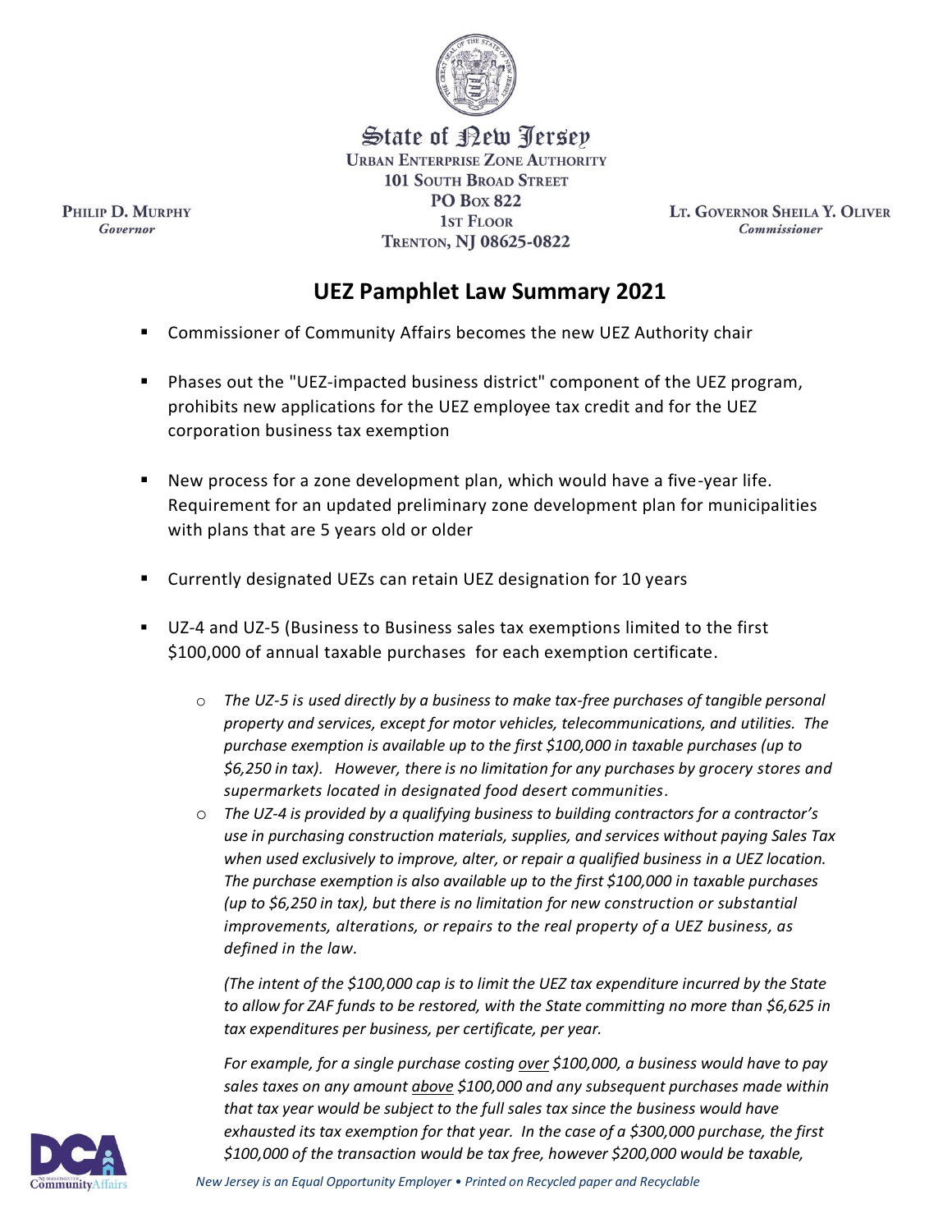State of New Jersey
URBAN ENTERPRISE ZONE AUTHORITY
101 SOUTH BROAD STREET
PO BOX 822
1ST FLOOR
TRENTON, NJ 08625-0822

PHILIP D. MURPHY
*Governor*

LT. GOVERNOR SHEILA Y. OLIVER
*Commissioner*

# UEZ Pamphlet Law Summary 2021

- Commissioner of Community Affairs becomes the new UEZ Authority chair
- Phases out the "UEZ-impacted business district" component of the UEZ program, prohibits new applications for the UEZ employee tax credit and for the UEZ corporation business tax exemption
- New process for a zone development plan, which would have a five-year life. Requirement for an updated preliminary zone development plan for municipalities with plans that are 5 years old or older
- Currently designated UEZs can retain UEZ designation for 10 years
- UZ-4 and UZ-5 (Business to Business sales tax exemptions limited to the first $100,000 of annual taxable purchases for each exemption certificate.
  - *The UZ-5 is used directly by a business to make tax-free purchases of tangible personal property and services, except for motor vehicles, telecommunications, and utilities. The purchase exemption is available up to the first $100,000 in taxable purchases (up to $6,250 in tax). However, there is no limitation for any purchases by grocery stores and supermarkets located in designated food desert communities.*
  - *The UZ-4 is provided by a qualifying business to building contractors for a contractor's use in purchasing construction materials, supplies, and services without paying Sales Tax when used exclusively to improve, alter, or repair a qualified business in a UEZ location. The purchase exemption is also available up to the first $100,000 in taxable purchases (up to $6,250 in tax), but there is no limitation for new construction or substantial improvements, alterations, or repairs to the real property of a UEZ business, as defined in the law.*

    *(The intent of the $100,000 cap is to limit the UEZ tax expenditure incurred by the State to allow for ZAF funds to be restored, with the State committing no more than $6,625 in tax expenditures per business, per certificate, per year.*

    *For example, for a single purchase costing <u>over</u> $100,000, a business would have to pay sales taxes on any amount <u>above</u> $100,000 and any subsequent purchases made within that tax year would be subject to the full sales tax since the business would have exhausted its tax exemption for that year. In the case of a $300,000 purchase, the first $100,000 of the transaction would be tax free, however $200,000 would be taxable,*

*New Jersey is an Equal Opportunity Employer • Printed on Recycled paper and Recyclable*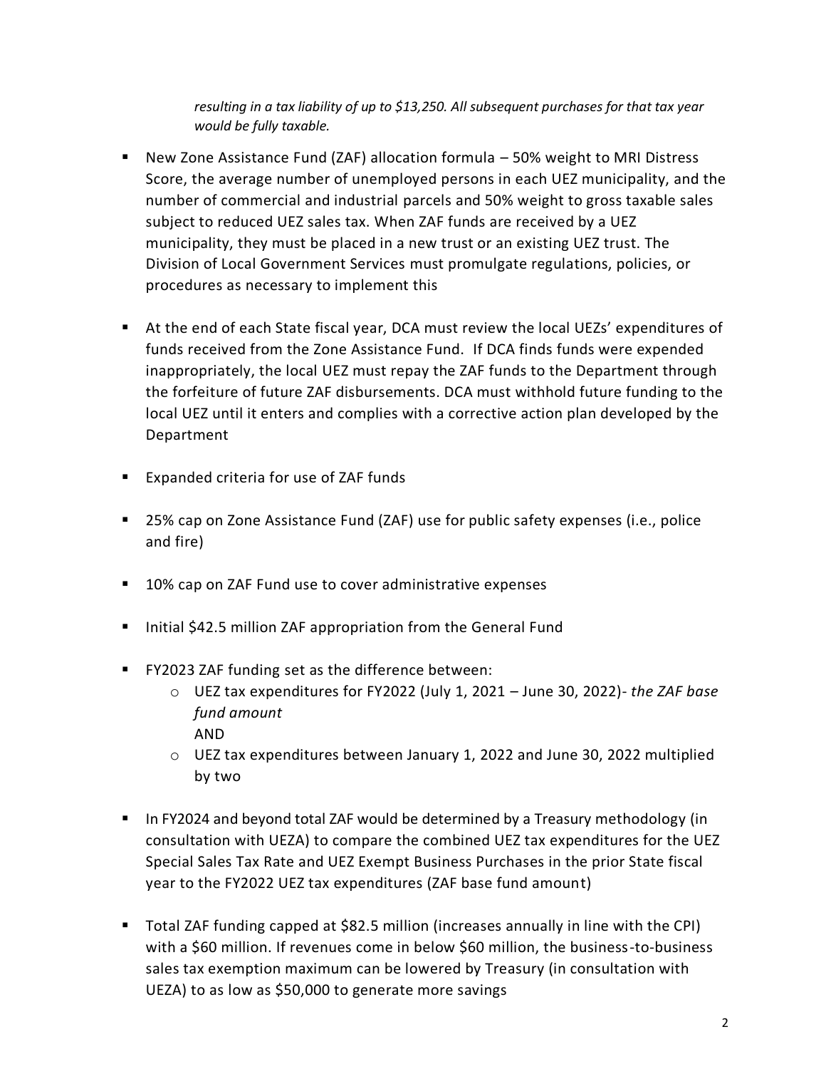*resulting in a tax liability of up to $13,250. All subsequent purchases for that tax year would be fully taxable.*

- New Zone Assistance Fund (ZAF) allocation formula – 50% weight to MRI Distress Score, the average number of unemployed persons in each UEZ municipality, and the number of commercial and industrial parcels and 50% weight to gross taxable sales subject to reduced UEZ sales tax. When ZAF funds are received by a UEZ municipality, they must be placed in a new trust or an existing UEZ trust. The Division of Local Government Services must promulgate regulations, policies, or procedures as necessary to implement this

- At the end of each State fiscal year, DCA must review the local UEZs' expenditures of funds received from the Zone Assistance Fund. If DCA finds funds were expended inappropriately, the local UEZ must repay the ZAF funds to the Department through the forfeiture of future ZAF disbursements. DCA must withhold future funding to the local UEZ until it enters and complies with a corrective action plan developed by the Department

- Expanded criteria for use of ZAF funds

- 25% cap on Zone Assistance Fund (ZAF) use for public safety expenses (i.e., police and fire)

- 10% cap on ZAF Fund use to cover administrative expenses

- Initial $42.5 million ZAF appropriation from the General Fund

- FY2023 ZAF funding set as the difference between:
  - UEZ tax expenditures for FY2022 (July 1, 2021 – June 30, 2022)- *the ZAF base fund amount*
    AND
  - UEZ tax expenditures between January 1, 2022 and June 30, 2022 multiplied by two

- In FY2024 and beyond total ZAF would be determined by a Treasury methodology (in consultation with UEZA) to compare the combined UEZ tax expenditures for the UEZ Special Sales Tax Rate and UEZ Exempt Business Purchases in the prior State fiscal year to the FY2022 UEZ tax expenditures (ZAF base fund amount)

- Total ZAF funding capped at $82.5 million (increases annually in line with the CPI) with a $60 million. If revenues come in below $60 million, the business-to-business sales tax exemption maximum can be lowered by Treasury (in consultation with UEZA) to as low as $50,000 to generate more savings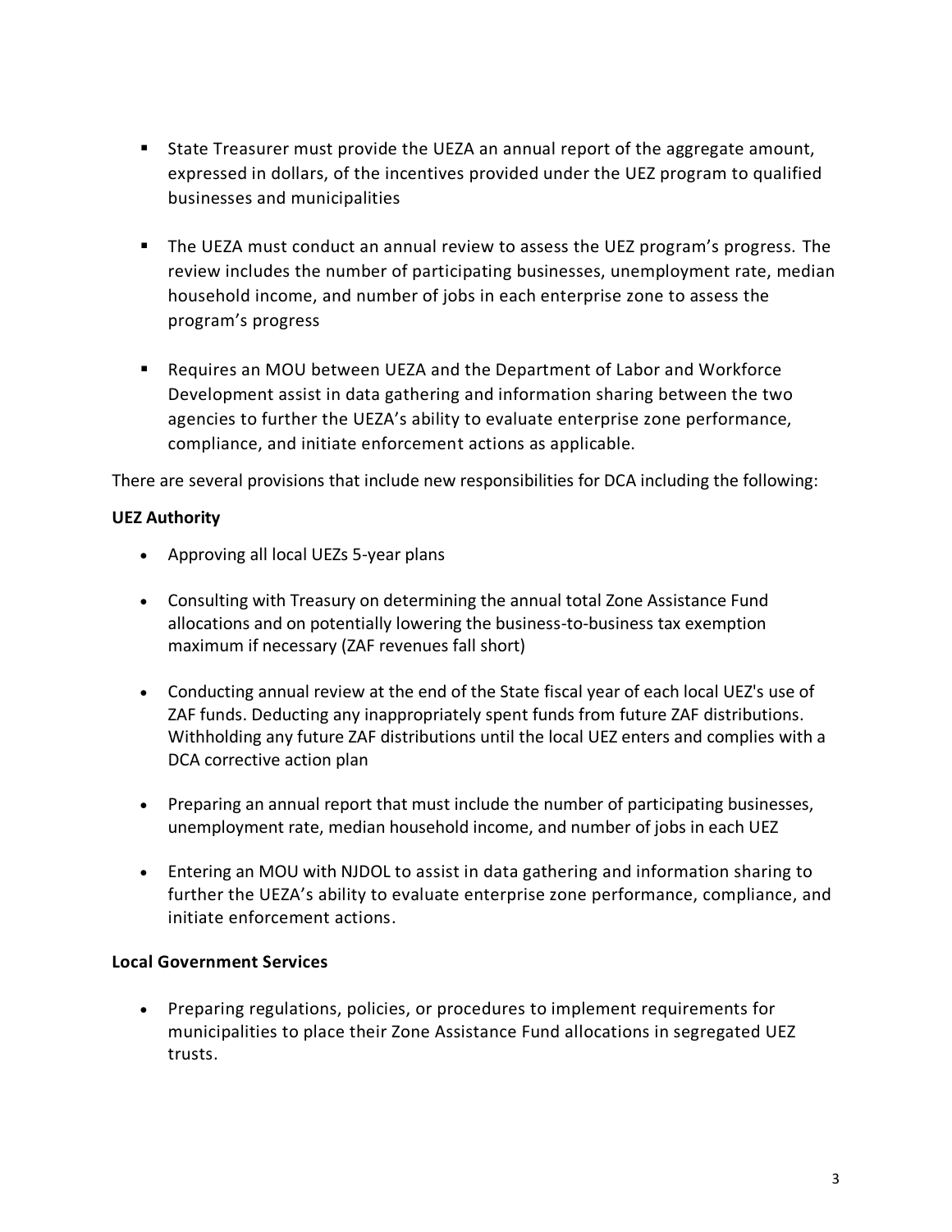- State Treasurer must provide the UEZA an annual report of the aggregate amount, expressed in dollars, of the incentives provided under the UEZ program to qualified businesses and municipalities

- The UEZA must conduct an annual review to assess the UEZ program's progress. The review includes the number of participating businesses, unemployment rate, median household income, and number of jobs in each enterprise zone to assess the program's progress

- Requires an MOU between UEZA and the Department of Labor and Workforce Development assist in data gathering and information sharing between the two agencies to further the UEZA's ability to evaluate enterprise zone performance, compliance, and initiate enforcement actions as applicable.

There are several provisions that include new responsibilities for DCA including the following:

**UEZ Authority**

- Approving all local UEZs 5-year plans

- Consulting with Treasury on determining the annual total Zone Assistance Fund allocations and on potentially lowering the business-to-business tax exemption maximum if necessary (ZAF revenues fall short)

- Conducting annual review at the end of the State fiscal year of each local UEZ's use of ZAF funds. Deducting any inappropriately spent funds from future ZAF distributions. Withholding any future ZAF distributions until the local UEZ enters and complies with a DCA corrective action plan

- Preparing an annual report that must include the number of participating businesses, unemployment rate, median household income, and number of jobs in each UEZ

- Entering an MOU with NJDOL to assist in data gathering and information sharing to further the UEZA's ability to evaluate enterprise zone performance, compliance, and initiate enforcement actions.

**Local Government Services**

- Preparing regulations, policies, or procedures to implement requirements for municipalities to place their Zone Assistance Fund allocations in segregated UEZ trusts.